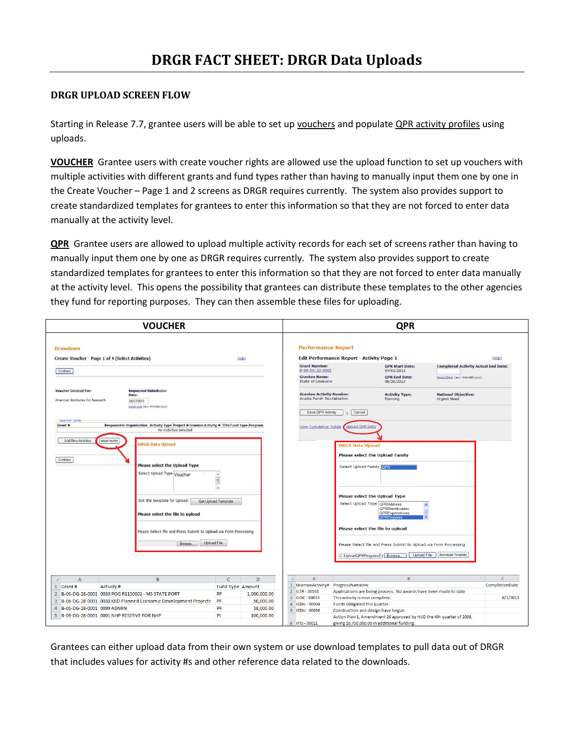# DRGR FACT SHEET: DRGR Data Uploads

## DRGR UPLOAD SCREEN FLOW

Starting in Release 7.7, grantee users will be able to set up vouchers and populate QPR activity profiles using uploads.

**VOUCHER** Grantee users with create voucher rights are allowed use the upload function to set up vouchers with multiple activities with different grants and fund types rather than having to manually input them one by one in the Create Voucher – Page 1 and 2 screens as DRGR requires currently. The system also provides support to create standardized templates for grantees to enter this information so that they are not forced to enter data manually at the activity level.

**QPR** Grantee users are allowed to upload multiple activity records for each set of screens rather than having to manually input them one by one as DRGR requires currently. The system also provides support to create standardized templates for grantees to enter this information so that they are not forced to enter data manually at the activity level. This opens the possibility that grantees can distribute these templates to the other agencies they fund for reporting purposes. They can then assemble these files for uploading.

| VOUCHER | QPR |
|---|---|
| | |

**VOUCHER**

Drawdown

Create Voucher - Page 1 of 4 (Select Activities)

Voucher Created For: American Institutes for Research

Requested Submission Date: 08/07/2013

DRGR Data Upload

Please select the Upload Type

Select Upload Type: Voucher

Get the template for Upload: Get Upload Template

Please select the file to upload

Please Select file and Press Submit to Upload via Form Processing

| | A | B | C | D |
|---|---|---|---|---|
| 1 | Grant # | Activity # | Fund Type | Amount |
| 2 | B-06-DG-28-0001 | 0030 POG R1150602 - MS STATE PORT | PF | 1,000,000.00 |
| 3 | B-06-DG-28-0001 | 0030 KED Planned Economic Development Projects | PF | 50,000.00 |
| 4 | B-06-DG-28-0001 | 0099 ADMIN | PF | 38,000.00 |
| 5 | B-06-DG-28-0001 | 0001 NHP RESERVE FOR NHP | PI | 100,000.00 |

**QPR**

Performance Report

Edit Performance Report - Activity Page 1

Grant Number: B-06-DG-22-0002

Grantee Name: State of Louisiana

QPR Start Date: 04/01/2013

QPR End Date: 06/30/2013

Completed Activity Actual End Date:

Grantee Activity Number: Acadia Parish Revitalization

Activity Type: Planning

National Objective: Urgent Need

View Cumulative Totals | Upload QPR Data

DRGR Data Upload

Please select the Upload Family

Select Upload Family: QPR

Please select the Upload Type

Select Upload Type: QPRAddress, QPRBeneficiaries, QPRExpenditures, QPRProgress

Please select the file to upload

Please Select file and Press Submit to Upload via Form Processing

C:\UploadQPRProgressEx | Browse... | Upload File | Download Template

| | A | B | C |
|---|---|---|---|
| 1 | GranteeActivity# | ProgressNarrative | CompletionDate |
| 2 | ILTR - 00163 | Applications are being process. No awards have been made to date | |
| 3 | ILOC - 00015 | This activity is now complete. | 8/1/2013 |
| 4 | IEDU - 00004 | Funds obligated this quarter. | |
| 5 | IEDU - 00056 | Construction and design have begun. | |
| 6 | IFIS - 00021 | Action Plan 1, Amendment 26 approved by HUD the 4th quarter of 2008, giving $9,750,000.00 in additional funding. | |

Grantees can either upload data from their own system or use download templates to pull data out of DRGR that includes values for activity #s and other reference data related to the downloads.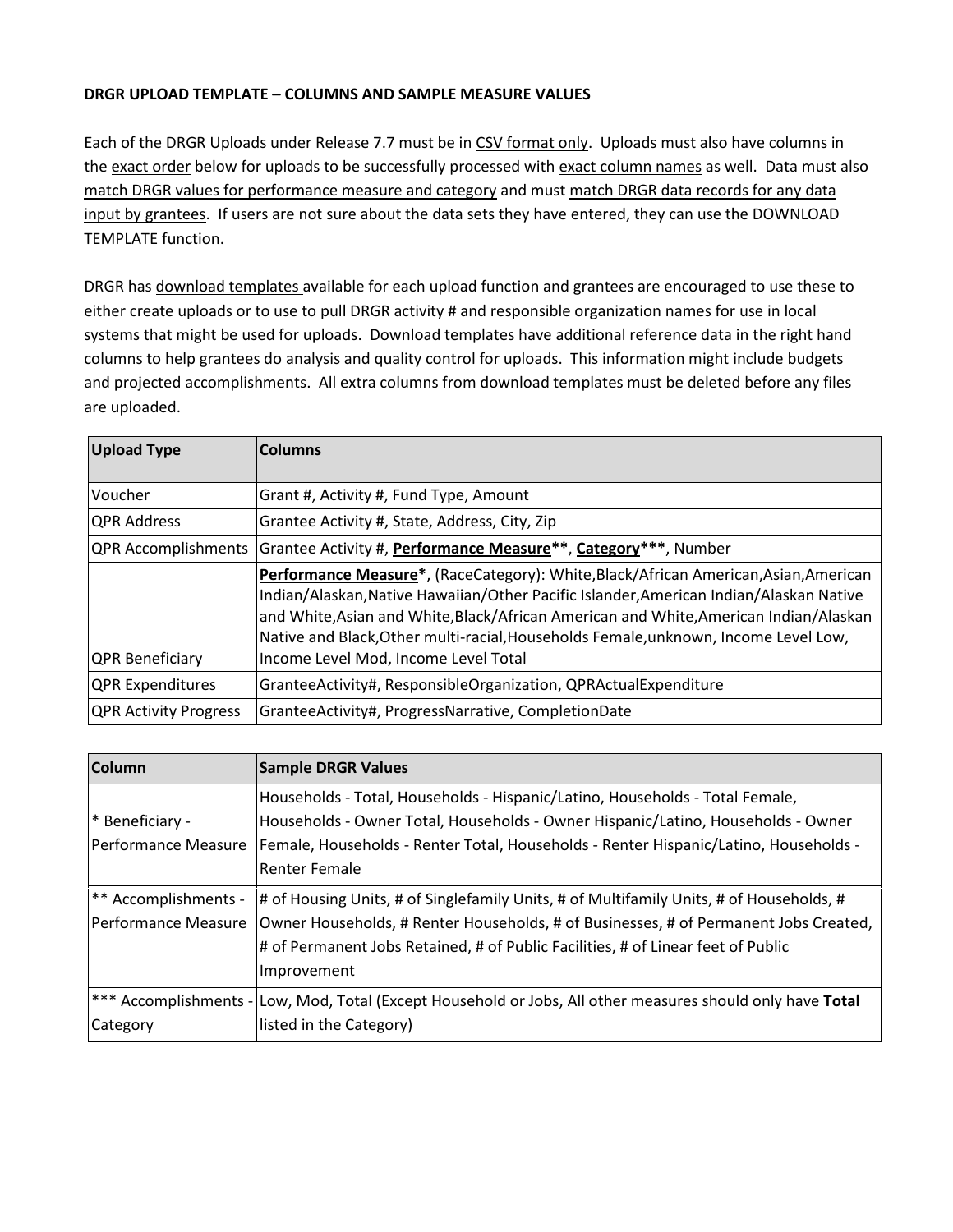**DRGR UPLOAD TEMPLATE – COLUMNS AND SAMPLE MEASURE VALUES**

Each of the DRGR Uploads under Release 7.7 must be in CSV format only. Uploads must also have columns in the exact order below for uploads to be successfully processed with exact column names as well. Data must also match DRGR values for performance measure and category and must match DRGR data records for any data input by grantees. If users are not sure about the data sets they have entered, they can use the DOWNLOAD TEMPLATE function.

DRGR has download templates available for each upload function and grantees are encouraged to use these to either create uploads or to use to pull DRGR activity # and responsible organization names for use in local systems that might be used for uploads. Download templates have additional reference data in the right hand columns to help grantees do analysis and quality control for uploads. This information might include budgets and projected accomplishments. All extra columns from download templates must be deleted before any files are uploaded.

| Upload Type | Columns |
|---|---|
| Voucher | Grant #, Activity #, Fund Type, Amount |
| QPR Address | Grantee Activity #, State, Address, City, Zip |
| QPR Accomplishments | Grantee Activity #, **Performance Measure****, **Category*****, Number |
| QPR Beneficiary | **Performance Measure***, (RaceCategory): White,Black/African American,Asian,American Indian/Alaskan,Native Hawaiian/Other Pacific Islander,American Indian/Alaskan Native and White,Asian and White,Black/African American and White,American Indian/Alaskan Native and Black,Other multi-racial,Households Female,unknown, Income Level Low, Income Level Mod, Income Level Total |
| QPR Expenditures | GranteeActivity#, ResponsibleOrganization, QPRActualExpenditure |
| QPR Activity Progress | GranteeActivity#, ProgressNarrative, CompletionDate |

| Column | Sample DRGR Values |
|---|---|
| * Beneficiary - Performance Measure | Households - Total, Households - Hispanic/Latino, Households - Total Female, Households - Owner Total, Households - Owner Hispanic/Latino, Households - Owner Female, Households - Renter Total, Households - Renter Hispanic/Latino, Households - Renter Female |
| ** Accomplishments - Performance Measure | # of Housing Units, # of Singlefamily Units, # of Multifamily Units, # of Households, # Owner Households, # Renter Households, # of Businesses, # of Permanent Jobs Created, # of Permanent Jobs Retained, # of Public Facilities, # of Linear feet of Public Improvement |
| *** Accomplishments - Category | Low, Mod, Total (Except Household or Jobs, All other measures should only have **Total** listed in the Category) |